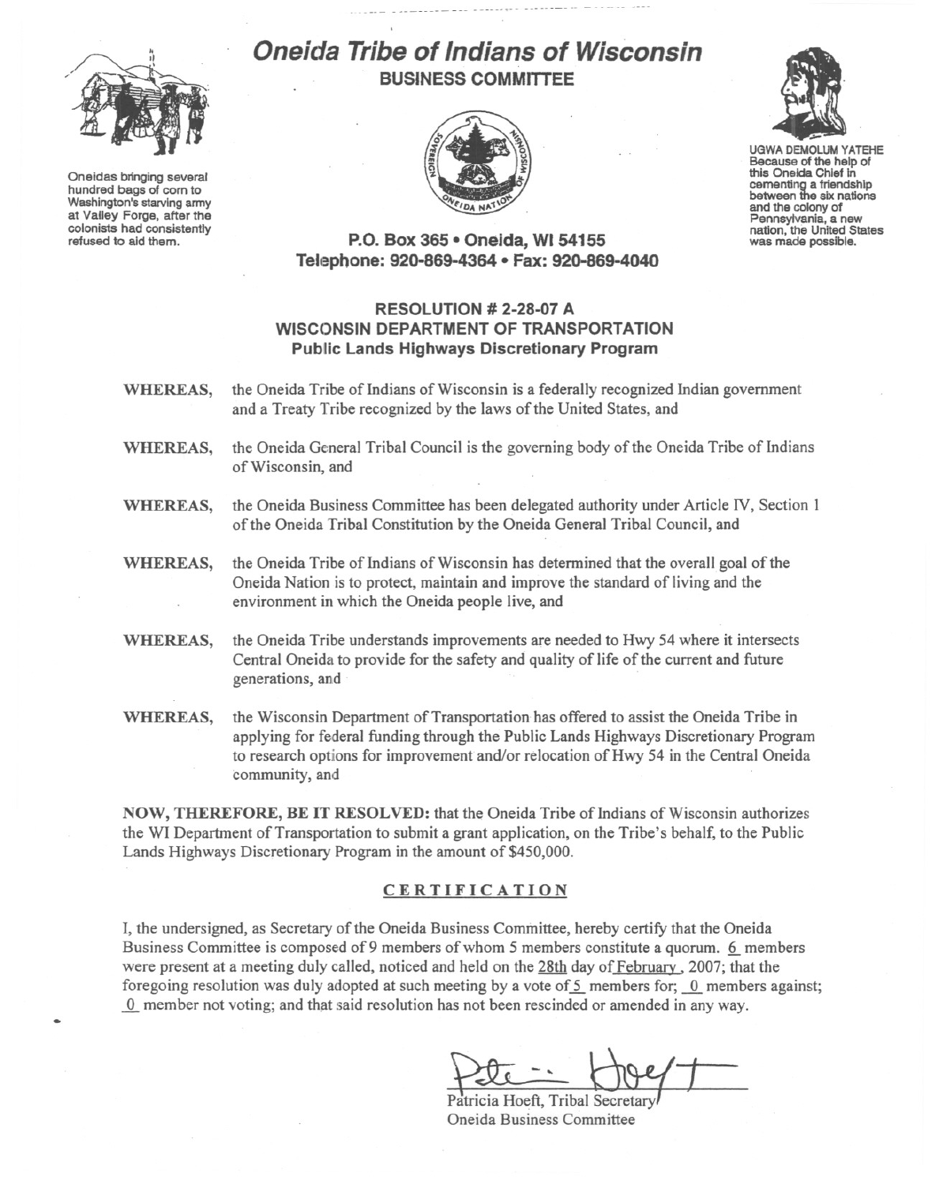Oneidas bringing several hundred bags of corn to Washington's starving army at Valley Forge, after the colonists had consistently refused to aid them.

# *Oneida Tribe of Indians of Wisconsin*

## BUSINESS COMMITTEE

UGWA DEMOLUM YATEHE
Because of the help of this Oneida Chief in cementing a friendship between the six nations and the colony of Pennsylvania, a new nation, the United States was made possible.

**P.O. Box 365 • Oneida, WI 54155**
**Telephone: 920-869-4364 • Fax: 920-869-4040**

### RESOLUTION # 2-28-07 A
### WISCONSIN DEPARTMENT OF TRANSPORTATION
### Public Lands Highways Discretionary Program

**WHEREAS,** the Oneida Tribe of Indians of Wisconsin is a federally recognized Indian government and a Treaty Tribe recognized by the laws of the United States, and

**WHEREAS,** the Oneida General Tribal Council is the governing body of the Oneida Tribe of Indians of Wisconsin, and

**WHEREAS,** the Oneida Business Committee has been delegated authority under Article IV, Section 1 of the Oneida Tribal Constitution by the Oneida General Tribal Council, and

**WHEREAS,** the Oneida Tribe of Indians of Wisconsin has determined that the overall goal of the Oneida Nation is to protect, maintain and improve the standard of living and the environment in which the Oneida people live, and

**WHEREAS,** the Oneida Tribe understands improvements are needed to Hwy 54 where it intersects Central Oneida to provide for the safety and quality of life of the current and future generations, and

**WHEREAS,** the Wisconsin Department of Transportation has offered to assist the Oneida Tribe in applying for federal funding through the Public Lands Highways Discretionary Program to research options for improvement and/or relocation of Hwy 54 in the Central Oneida community, and

**NOW, THEREFORE, BE IT RESOLVED:** that the Oneida Tribe of Indians of Wisconsin authorizes the WI Department of Transportation to submit a grant application, on the Tribe's behalf, to the Public Lands Highways Discretionary Program in the amount of $450,000.

### CERTIFICATION

I, the undersigned, as Secretary of the Oneida Business Committee, hereby certify that the Oneida Business Committee is composed of 9 members of whom 5 members constitute a quorum. 6 members were present at a meeting duly called, noticed and held on the 28th day of February, 2007; that the foregoing resolution was duly adopted at such meeting by a vote of 5 members for; 0 members against; 0 member not voting; and that said resolution has not been rescinded or amended in any way.

Patricia Hoeft, Tribal Secretary
Oneida Business Committee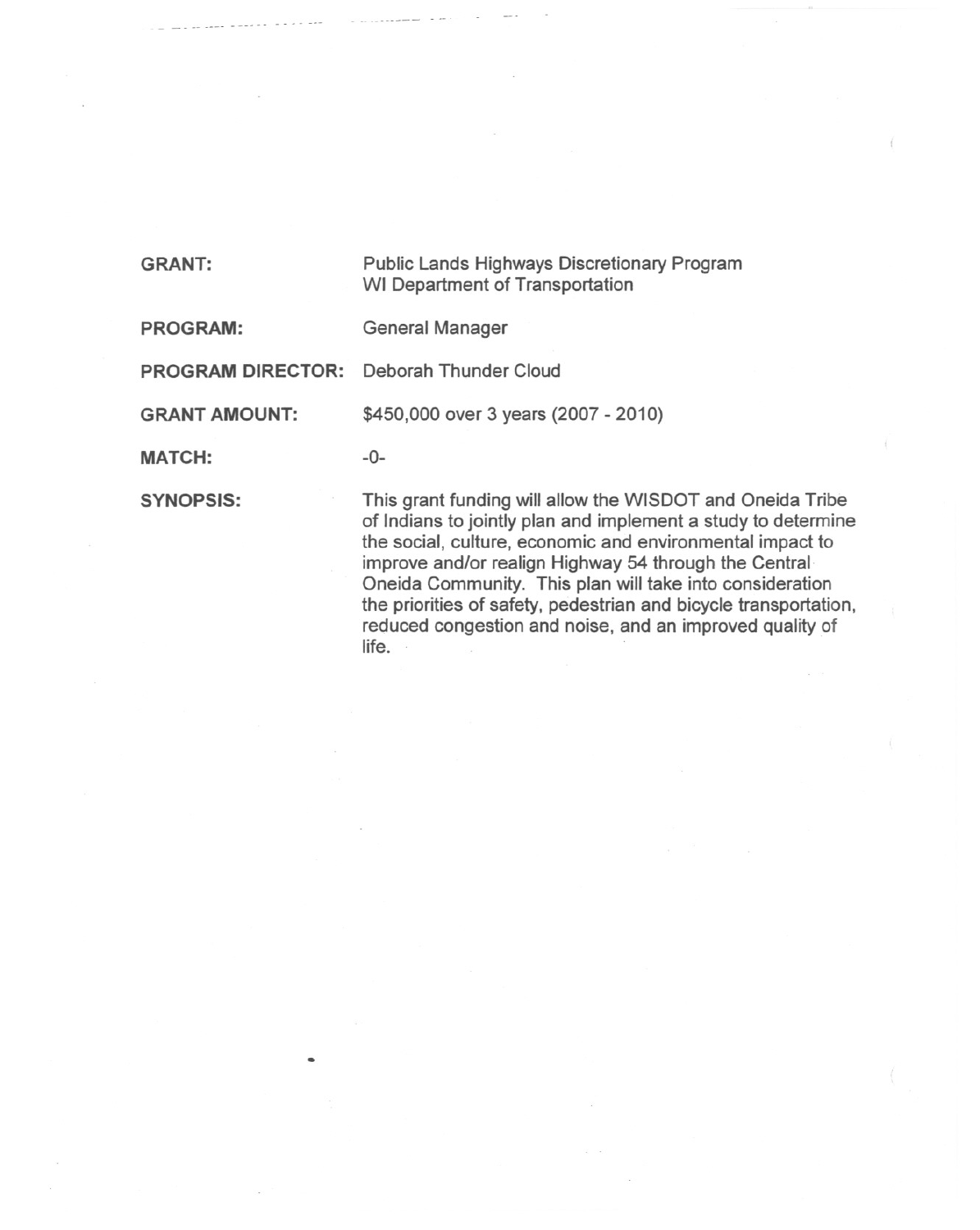| | |
|---|---|
| **GRANT:** | Public Lands Highways Discretionary Program<br>WI Department of Transportation |
| **PROGRAM:** | General Manager |
| **PROGRAM DIRECTOR:** | Deborah Thunder Cloud |
| **GRANT AMOUNT:** | $450,000 over 3 years (2007 - 2010) |
| **MATCH:** | -0- |
| **SYNOPSIS:** | This grant funding will allow the WISDOT and Oneida Tribe of Indians to jointly plan and implement a study to determine the social, culture, economic and environmental impact to improve and/or realign Highway 54 through the Central Oneida Community. This plan will take into consideration the priorities of safety, pedestrian and bicycle transportation, reduced congestion and noise, and an improved quality of life. |